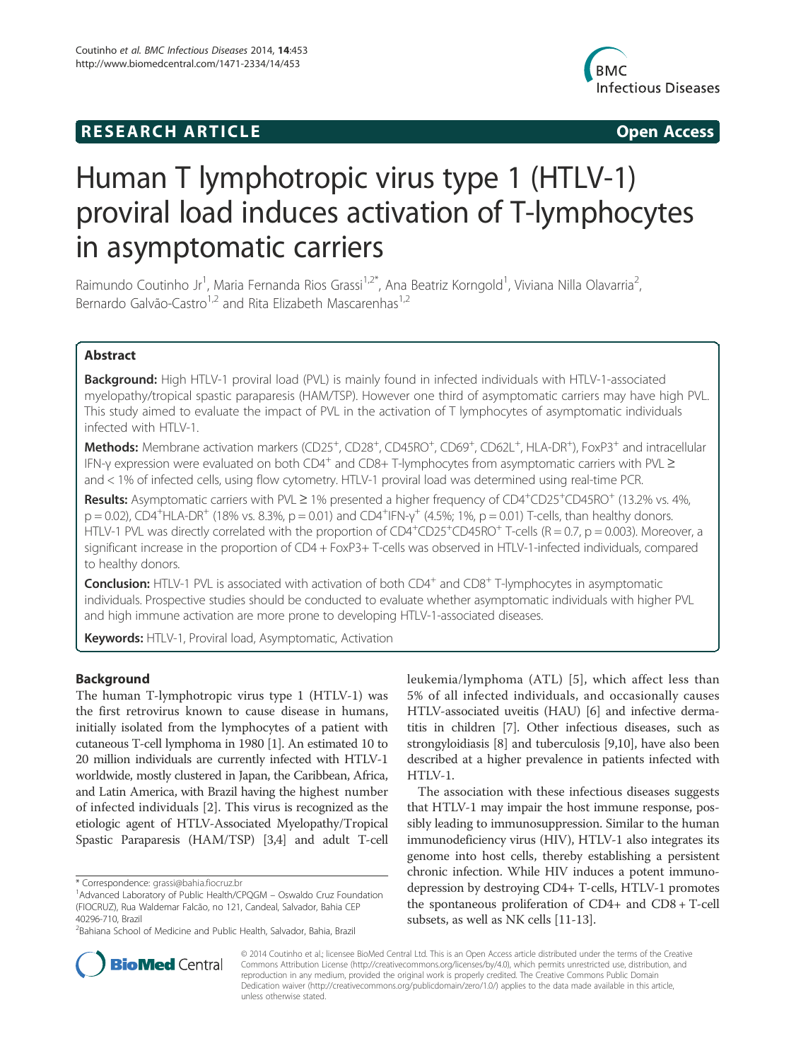RESEARCH ARTICLE Open Access

# Human T lymphotropic virus type 1 (HTLV-1) proviral load induces activation of T-lymphocytes in asymptomatic carriers

Raimundo Coutinho Jr[1], Maria Fernanda Rios Grassi[1,2*], Ana Beatriz Korngold[1], Viviana Nilla Olavarria[2], Bernardo Galvão-Castro[1,2] and Rita Elizabeth Mascarenhas[1,2]

## Abstract

**Background:** High HTLV-1 proviral load (PVL) is mainly found in infected individuals with HTLV-1-associated myelopathy/tropical spastic paraparesis (HAM/TSP). However one third of asymptomatic carriers may have high PVL. This study aimed to evaluate the impact of PVL in the activation of T lymphocytes of asymptomatic individuals infected with HTLV-1.

**Methods:** Membrane activation markers ($CD25^+$, $CD28^+$, $CD45RO^+$, $CD69^+$, $CD62L^+$, $HLA\text{-}DR^+$), $FoxP3^+$ and intracellular IFN-γ expression were evaluated on both $CD4^+$ and CD8+ T-lymphocytes from asymptomatic carriers with PVL ≥ and < 1% of infected cells, using flow cytometry. HTLV-1 proviral load was determined using real-time PCR.

**Results:** Asymptomatic carriers with PVL ≥ 1% presented a higher frequency of $CD4^+CD25^+CD45RO^+$ (13.2% vs. 4%, $p = 0.02$), $CD4^+HLA\text{-}DR^+$ (18% vs. 8.3%, $p = 0.01$) and $CD4^+IFN\text{-}\gamma^+$ (4.5%; 1%, $p = 0.01$) T-cells, than healthy donors. HTLV-1 PVL was directly correlated with the proportion of $CD4^+CD25^+CD45RO^+$ T-cells ($R = 0.7$, $p = 0.003$). Moreover, a significant increase in the proportion of CD4 + FoxP3+ T-cells was observed in HTLV-1-infected individuals, compared to healthy donors.

**Conclusion:** HTLV-1 PVL is associated with activation of both $CD4^+$ and $CD8^+$ T-lymphocytes in asymptomatic individuals. Prospective studies should be conducted to evaluate whether asymptomatic individuals with higher PVL and high immune activation are more prone to developing HTLV-1-associated diseases.

**Keywords:** HTLV-1, Proviral load, Asymptomatic, Activation

## Background

The human T-lymphotropic virus type 1 (HTLV-1) was the first retrovirus known to cause disease in humans, initially isolated from the lymphocytes of a patient with cutaneous T-cell lymphoma in 1980 [1]. An estimated 10 to 20 million individuals are currently infected with HTLV-1 worldwide, mostly clustered in Japan, the Caribbean, Africa, and Latin America, with Brazil having the highest number of infected individuals [2]. This virus is recognized as the etiologic agent of HTLV-Associated Myelopathy/Tropical Spastic Paraparesis (HAM/TSP) [3,4] and adult T-cell leukemia/lymphoma (ATL) [5], which affect less than 5% of all infected individuals, and occasionally causes HTLV-associated uveitis (HAU) [6] and infective dermatitis in children [7]. Other infectious diseases, such as strongyloidiasis [8] and tuberculosis [9,10], have also been described at a higher prevalence in patients infected with HTLV-1.

The association with these infectious diseases suggests that HTLV-1 may impair the host immune response, possibly leading to immunosuppression. Similar to the human immunodeficiency virus (HIV), HTLV-1 also integrates its genome into host cells, thereby establishing a persistent chronic infection. While HIV induces a potent immunodepression by destroying CD4+ T-cells, HTLV-1 promotes the spontaneous proliferation of CD4+ and CD8 + T-cell subsets, as well as NK cells [11-13].

\* Correspondence: grassi@bahia.fiocruz.br
[1]Advanced Laboratory of Public Health/CPQGM – Oswaldo Cruz Foundation (FIOCRUZ), Rua Waldemar Falcão, no 121, Candeal, Salvador, Bahia CEP 40296-710, Brazil
[2]Bahiana School of Medicine and Public Health, Salvador, Bahia, Brazil

© 2014 Coutinho et al.; licensee BioMed Central Ltd. This is an Open Access article distributed under the terms of the Creative Commons Attribution License (http://creativecommons.org/licenses/by/4.0), which permits unrestricted use, distribution, and reproduction in any medium, provided the original work is properly credited. The Creative Commons Public Domain Dedication waiver (http://creativecommons.org/publicdomain/zero/1.0/) applies to the data made available in this article, unless otherwise stated.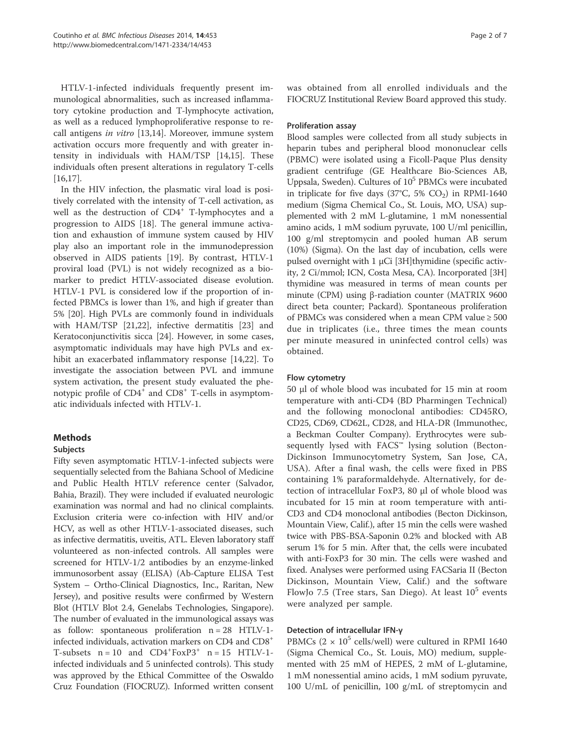HTLV-1-infected individuals frequently present immunological abnormalities, such as increased inflammatory cytokine production and T-lymphocyte activation, as well as a reduced lymphoproliferative response to recall antigens *in vitro* [13,14]. Moreover, immune system activation occurs more frequently and with greater intensity in individuals with HAM/TSP [14,15]. These individuals often present alterations in regulatory T-cells [16,17].

In the HIV infection, the plasmatic viral load is positively correlated with the intensity of T-cell activation, as well as the destruction of $CD4^+$ T-lymphocytes and a progression to AIDS [18]. The general immune activation and exhaustion of immune system caused by HIV play also an important role in the immunodepression observed in AIDS patients [19]. By contrast, HTLV-1 proviral load (PVL) is not widely recognized as a biomarker to predict HTLV-associated disease evolution. HTLV-1 PVL is considered low if the proportion of infected PBMCs is lower than 1%, and high if greater than 5% [20]. High PVLs are commonly found in individuals with HAM/TSP [21,22], infective dermatitis [23] and Keratoconjunctivitis sicca [24]. However, in some cases, asymptomatic individuals may have high PVLs and exhibit an exacerbated inflammatory response [14,22]. To investigate the association between PVL and immune system activation, the present study evaluated the phenotypic profile of $CD4^+$ and $CD8^+$ T-cells in asymptomatic individuals infected with HTLV-1.

## Methods

### Subjects

Fifty seven asymptomatic HTLV-1-infected subjects were sequentially selected from the Bahiana School of Medicine and Public Health HTLV reference center (Salvador, Bahia, Brazil). They were included if evaluated neurologic examination was normal and had no clinical complaints. Exclusion criteria were co-infection with HIV and/or HCV, as well as other HTLV-1-associated diseases, such as infective dermatitis, uveitis, ATL. Eleven laboratory staff volunteered as non-infected controls. All samples were screened for HTLV-1/2 antibodies by an enzyme-linked immunosorbent assay (ELISA) (Ab-Capture ELISA Test System – Ortho-Clinical Diagnostics, Inc., Raritan, New Jersey), and positive results were confirmed by Western Blot (HTLV Blot 2.4, Genelabs Technologies, Singapore). The number of evaluated in the immunological assays was as follow: spontaneous proliferation n = 28 HTLV-1-infected individuals, activation markers on CD4 and $CD8^+$ T-subsets n = 10 and $CD4^+FoxP3^+$ n = 15 HTLV-1-infected individuals and 5 uninfected controls). This study was approved by the Ethical Committee of the Oswaldo Cruz Foundation (FIOCRUZ). Informed written consent was obtained from all enrolled individuals and the FIOCRUZ Institutional Review Board approved this study.

### Proliferation assay

Blood samples were collected from all study subjects in heparin tubes and peripheral blood mononuclear cells (PBMC) were isolated using a Ficoll-Paque Plus density gradient centrifuge (GE Healthcare Bio-Sciences AB, Uppsala, Sweden). Cultures of $10^5$ PBMCs were incubated in triplicate for five days (37°C, 5% $CO_2$) in RPMI-1640 medium (Sigma Chemical Co., St. Louis, MO, USA) supplemented with 2 mM L-glutamine, 1 mM nonessential amino acids, 1 mM sodium pyruvate, 100 U/ml penicillin, 100 g/ml streptomycin and pooled human AB serum (10%) (Sigma). On the last day of incubation, cells were pulsed overnight with 1 μCi [3H]thymidine (specific activity, 2 Ci/mmol; ICN, Costa Mesa, CA). Incorporated [3H] thymidine was measured in terms of mean counts per minute (CPM) using β-radiation counter (MATRIX 9600 direct beta counter; Packard). Spontaneous proliferation of PBMCs was considered when a mean CPM value ≥ 500 due in triplicates (i.e., three times the mean counts per minute measured in uninfected control cells) was obtained.

### Flow cytometry

50 μl of whole blood was incubated for 15 min at room temperature with anti-CD4 (BD Pharmingen Technical) and the following monoclonal antibodies: CD45RO, CD25, CD69, CD62L, CD28, and HLA-DR (Immunothec, a Beckman Coulter Company). Erythrocytes were subsequently lysed with FACS™ lysing solution (Becton-Dickinson Immunocytometry System, San Jose, CA, USA). After a final wash, the cells were fixed in PBS containing 1% paraformaldehyde. Alternatively, for detection of intracellular FoxP3, 80 μl of whole blood was incubated for 15 min at room temperature with anti-CD3 and CD4 monoclonal antibodies (Becton Dickinson, Mountain View, Calif.), after 15 min the cells were washed twice with PBS-BSA-Saponin 0.2% and blocked with AB serum 1% for 5 min. After that, the cells were incubated with anti-FoxP3 for 30 min. The cells were washed and fixed. Analyses were performed using FACSaria II (Becton Dickinson, Mountain View, Calif.) and the software FlowJo 7.5 (Tree stars, San Diego). At least $10^5$ events were analyzed per sample.

### Detection of intracellular IFN-γ

PBMCs ($2 \times 10^5$ cells/well) were cultured in RPMI 1640 (Sigma Chemical Co., St. Louis, MO) medium, supplemented with 25 mM of HEPES, 2 mM of L-glutamine, 1 mM nonessential amino acids, 1 mM sodium pyruvate, 100 U/mL of penicillin, 100 g/mL of streptomycin and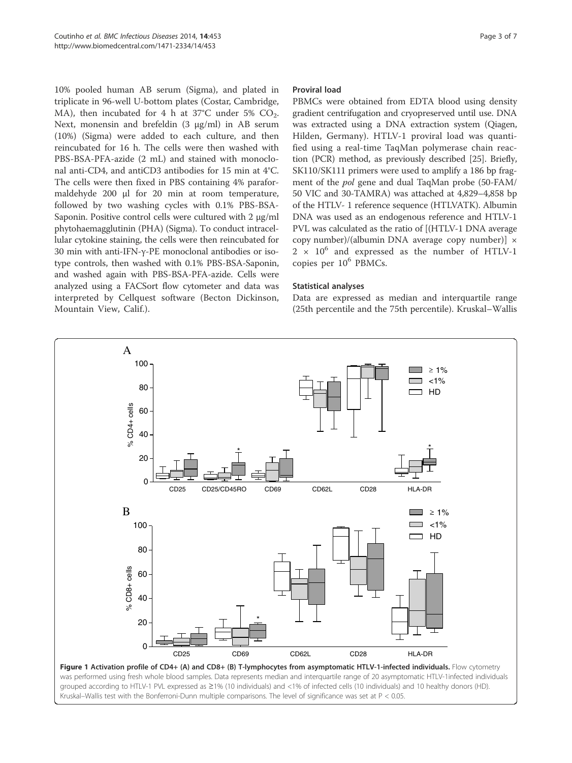10% pooled human AB serum (Sigma), and plated in triplicate in 96-well U-bottom plates (Costar, Cambridge, MA), then incubated for 4 h at 37°C under 5% $CO_2$. Next, monensin and brefeldin (3 μg/ml) in AB serum (10%) (Sigma) were added to each culture, and then reincubated for 16 h. The cells were then washed with PBS-BSA-PFA-azide (2 mL) and stained with monoclonal anti-CD4, and antiCD3 antibodies for 15 min at 4°C. The cells were then fixed in PBS containing 4% paraformaldehyde 200 μl for 20 min at room temperature, followed by two washing cycles with 0.1% PBS-BSA-Saponin. Positive control cells were cultured with 2 μg/ml phytohaemagglutinin (PHA) (Sigma). To conduct intracellular cytokine staining, the cells were then reincubated for 30 min with anti-IFN-γ-PE monoclonal antibodies or isotype controls, then washed with 0.1% PBS-BSA-Saponin, and washed again with PBS-BSA-PFA-azide. Cells were analyzed using a FACSort flow cytometer and data was interpreted by Cellquest software (Becton Dickinson, Mountain View, Calif.).

### Proviral load

PBMCs were obtained from EDTA blood using density gradient centrifugation and cryopreserved until use. DNA was extracted using a DNA extraction system (Qiagen, Hilden, Germany). HTLV-1 proviral load was quantified using a real-time TaqMan polymerase chain reaction (PCR) method, as previously described [25]. Briefly, SK110/SK111 primers were used to amplify a 186 bp fragment of the *pol* gene and dual TaqMan probe (50-FAM/50 VIC and 30-TAMRA) was attached at 4,829–4,858 bp of the HTLV- 1 reference sequence (HTLVATK). Albumin DNA was used as an endogenous reference and HTLV-1 PVL was calculated as the ratio of [(HTLV-1 DNA average copy number)/(albumin DNA average copy number)] × $2 \times 10^6$ and expressed as the number of HTLV-1 copies per $10^6$ PBMCs.

### Statistical analyses

Data are expressed as median and interquartile range (25th percentile and the 75th percentile). Kruskal–Wallis

**Figure 1 Activation profile of CD4+ (A) and CD8+ (B) T-lymphocytes from asymptomatic HTLV-1-infected individuals.** Flow cytometry was performed using fresh whole blood samples. Data represents median and interquartile range of 20 asymptomatic HTLV-1infected individuals grouped according to HTLV-1 PVL expressed as ≥1% (10 individuals) and <1% of infected cells (10 individuals) and 10 healthy donors (HD). Kruskal–Wallis test with the Bonferroni-Dunn multiple comparisons. The level of significance was set at P < 0.05.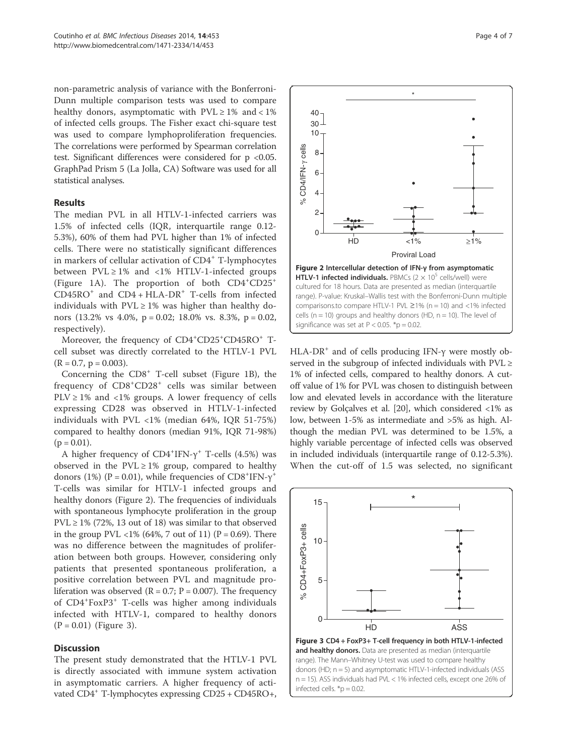non-parametric analysis of variance with the Bonferroni-Dunn multiple comparison tests was used to compare healthy donors, asymptomatic with PVL ≥ 1% and < 1% of infected cells groups. The Fisher exact chi-square test was used to compare lymphoproliferation frequencies. The correlations were performed by Spearman correlation test. Significant differences were considered for p <0.05. GraphPad Prism 5 (La Jolla, CA) Software was used for all statistical analyses.

## Results

The median PVL in all HTLV-1-infected carriers was 1.5% of infected cells (IQR, interquartile range 0.12-5.3%), 60% of them had PVL higher than 1% of infected cells. There were no statistically significant differences in markers of cellular activation of $CD4^+$ T-lymphocytes between PVL ≥ 1% and <1% HTLV-1-infected groups (Figure 1A). The proportion of both $CD4^+CD25^+CD45RO^+$ and $CD4 + HLA\text{-}DR^+$ T-cells from infected individuals with PVL ≥ 1% was higher than healthy donors (13.2% vs 4.0%, p = 0.02; 18.0% vs. 8.3%, p = 0.02, respectively).

Moreover, the frequency of $CD4^+CD25^+CD45RO^+$ T-cell subset was directly correlated to the HTLV-1 PVL (R = 0.7, p = 0.003).

Concerning the $CD8^+$ T-cell subset (Figure 1B), the frequency of $CD8^+CD28^+$ cells was similar between PLV ≥ 1% and <1% groups. A lower frequency of cells expressing CD28 was observed in HTLV-1-infected individuals with PVL <1% (median 64%, IQR 51-75%) compared to healthy donors (median 91%, IQR 71-98%) (p = 0.01).

A higher frequency of $CD4^+IFN\text{-}\gamma^+$ T-cells (4.5%) was observed in the PVL ≥ 1% group, compared to healthy donors (1%) (P = 0.01), while frequencies of $CD8^+IFN\text{-}\gamma^+$ T-cells was similar for HTLV-1 infected groups and healthy donors (Figure 2). The frequencies of individuals with spontaneous lymphocyte proliferation in the group PVL ≥ 1% (72%, 13 out of 18) was similar to that observed in the group PVL <1% (64%, 7 out of 11) (P = 0.69). There was no difference between the magnitudes of proliferation between both groups. However, considering only patients that presented spontaneous proliferation, a positive correlation between PVL and magnitude proliferation was observed (R = 0.7; P = 0.007). The frequency of $CD4^+FoxP3^+$ T-cells was higher among individuals infected with HTLV-1, compared to healthy donors (P = 0.01) (Figure 3).

## Discussion

The present study demonstrated that the HTLV-1 PVL is directly associated with immune system activation in asymptomatic carriers. A higher frequency of activated $CD4^+$ T-lymphocytes expressing CD25 + CD45RO+, $HLA\text{-}DR^+$ and of cells producing IFN-γ were mostly observed in the subgroup of infected individuals with PVL ≥ 1% of infected cells, compared to healthy donors. A cut-off value of 1% for PVL was chosen to distinguish between low and elevated levels in accordance with the literature review by Golçalves et al. [20], which considered <1% as low, between 1-5% as intermediate and >5% as high. Although the median PVL was determined to be 1.5%, a highly variable percentage of infected cells was observed in included individuals (interquartile range of 0.12-5.3%). When the cut-off of 1.5 was selected, no significant

**Figure 2 Intercellular detection of IFN-γ from asymptomatic HTLV-1 infected individuals.** PBMCs ($2 \times 10^5$ cells/well) were cultured for 18 hours. Data are presented as median (interquartile range). P-value: Kruskal–Wallis test with the Bonferroni-Dunn multiple comparisons.to compare HTLV-1 PVL ≥1% (n = 10) and <1% infected cells (n = 10) groups and healthy donors (HD, n = 10). The level of significance was set at P < 0.05. *p = 0.02.

**Figure 3 CD4 + FoxP3+ T-cell frequency in both HTLV-1-infected and healthy donors.** Data are presented as median (interquartile range). The Mann–Whitney U-test was used to compare healthy donors (HD; n = 5) and asymptomatic HTLV-1-infected individuals (ASS n = 15). ASS individuals had PVL < 1% infected cells, except one 26% of infected cells. *p = 0.02.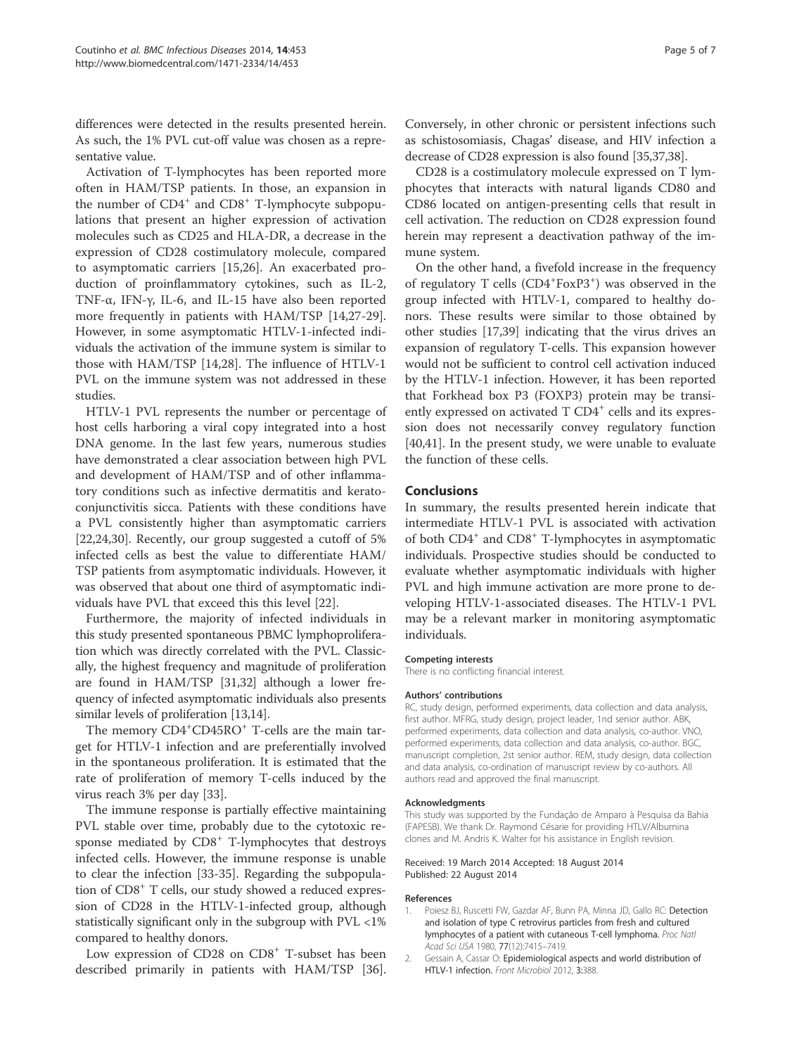differences were detected in the results presented herein. As such, the 1% PVL cut-off value was chosen as a representative value.

Activation of T-lymphocytes has been reported more often in HAM/TSP patients. In those, an expansion in the number of $CD4^+$ and $CD8^+$ T-lymphocyte subpopulations that present an higher expression of activation molecules such as CD25 and HLA-DR, a decrease in the expression of CD28 costimulatory molecule, compared to asymptomatic carriers [15,26]. An exacerbated production of proinflammatory cytokines, such as IL-2, TNF-α, IFN-γ, IL-6, and IL-15 have also been reported more frequently in patients with HAM/TSP [14,27-29]. However, in some asymptomatic HTLV-1-infected individuals the activation of the immune system is similar to those with HAM/TSP [14,28]. The influence of HTLV-1 PVL on the immune system was not addressed in these studies.

HTLV-1 PVL represents the number or percentage of host cells harboring a viral copy integrated into a host DNA genome. In the last few years, numerous studies have demonstrated a clear association between high PVL and development of HAM/TSP and of other inflammatory conditions such as infective dermatitis and keratoconjunctivitis sicca. Patients with these conditions have a PVL consistently higher than asymptomatic carriers [22,24,30]. Recently, our group suggested a cutoff of 5% infected cells as best the value to differentiate HAM/TSP patients from asymptomatic individuals. However, it was observed that about one third of asymptomatic individuals have PVL that exceed this this level [22].

Furthermore, the majority of infected individuals in this study presented spontaneous PBMC lymphoproliferation which was directly correlated with the PVL. Classically, the highest frequency and magnitude of proliferation are found in HAM/TSP [31,32] although a lower frequency of infected asymptomatic individuals also presents similar levels of proliferation [13,14].

The memory $CD4^+CD45RO^+$ T-cells are the main target for HTLV-1 infection and are preferentially involved in the spontaneous proliferation. It is estimated that the rate of proliferation of memory T-cells induced by the virus reach 3% per day [33].

The immune response is partially effective maintaining PVL stable over time, probably due to the cytotoxic response mediated by $CD8^+$ T-lymphocytes that destroys infected cells. However, the immune response is unable to clear the infection [33-35]. Regarding the subpopulation of $CD8^+$ T cells, our study showed a reduced expression of CD28 in the HTLV-1-infected group, although statistically significant only in the subgroup with PVL <1% compared to healthy donors.

Low expression of CD28 on $CD8^+$ T-subset has been described primarily in patients with HAM/TSP [36]. Conversely, in other chronic or persistent infections such as schistosomiasis, Chagas' disease, and HIV infection a decrease of CD28 expression is also found [35,37,38].

CD28 is a costimulatory molecule expressed on T lymphocytes that interacts with natural ligands CD80 and CD86 located on antigen-presenting cells that result in cell activation. The reduction on CD28 expression found herein may represent a deactivation pathway of the immune system.

On the other hand, a fivefold increase in the frequency of regulatory T cells ($CD4^+FoxP3^+$) was observed in the group infected with HTLV-1, compared to healthy donors. These results were similar to those obtained by other studies [17,39] indicating that the virus drives an expansion of regulatory T-cells. This expansion however would not be sufficient to control cell activation induced by the HTLV-1 infection. However, it has been reported that Forkhead box P3 (FOXP3) protein may be transiently expressed on activated T $CD4^+$ cells and its expression does not necessarily convey regulatory function [40,41]. In the present study, we were unable to evaluate the function of these cells.

## Conclusions

In summary, the results presented herein indicate that intermediate HTLV-1 PVL is associated with activation of both $CD4^+$ and $CD8^+$ T-lymphocytes in asymptomatic individuals. Prospective studies should be conducted to evaluate whether asymptomatic individuals with higher PVL and high immune activation are more prone to developing HTLV-1-associated diseases. The HTLV-1 PVL may be a relevant marker in monitoring asymptomatic individuals.

#### Competing interests

There is no conflicting financial interest.

#### Authors' contributions

RC, study design, performed experiments, data collection and data analysis, first author. MFRG, study design, project leader, 1nd senior author. ABK, performed experiments, data collection and data analysis, co-author. VNO, performed experiments, data collection and data analysis, co-author. BGC, manuscript completion, 2st senior author. REM, study design, data collection and data analysis, co-ordination of manuscript review by co-authors. All authors read and approved the final manuscript.

#### Acknowledgments

This study was supported by the Fundação de Amparo à Pesquisa da Bahia (FAPESB). We thank Dr. Raymond Césarie for providing HTLV/Albumina clones and M. Andris K. Walter for his assistance in English revision.

Received: 19 March 2014 Accepted: 18 August 2014
Published: 22 August 2014

#### References

1. Poiesz BJ, Ruscetti FW, Gazdar AF, Bunn PA, Minna JD, Gallo RC: **Detection and isolation of type C retrovirus particles from fresh and cultured lymphocytes of a patient with cutaneous T-cell lymphoma.** *Proc Natl Acad Sci USA* 1980, **77**(12):7415–7419.
2. Gessain A, Cassar O: **Epidemiological aspects and world distribution of HTLV-1 infection.** *Front Microbiol* 2012, **3**:388.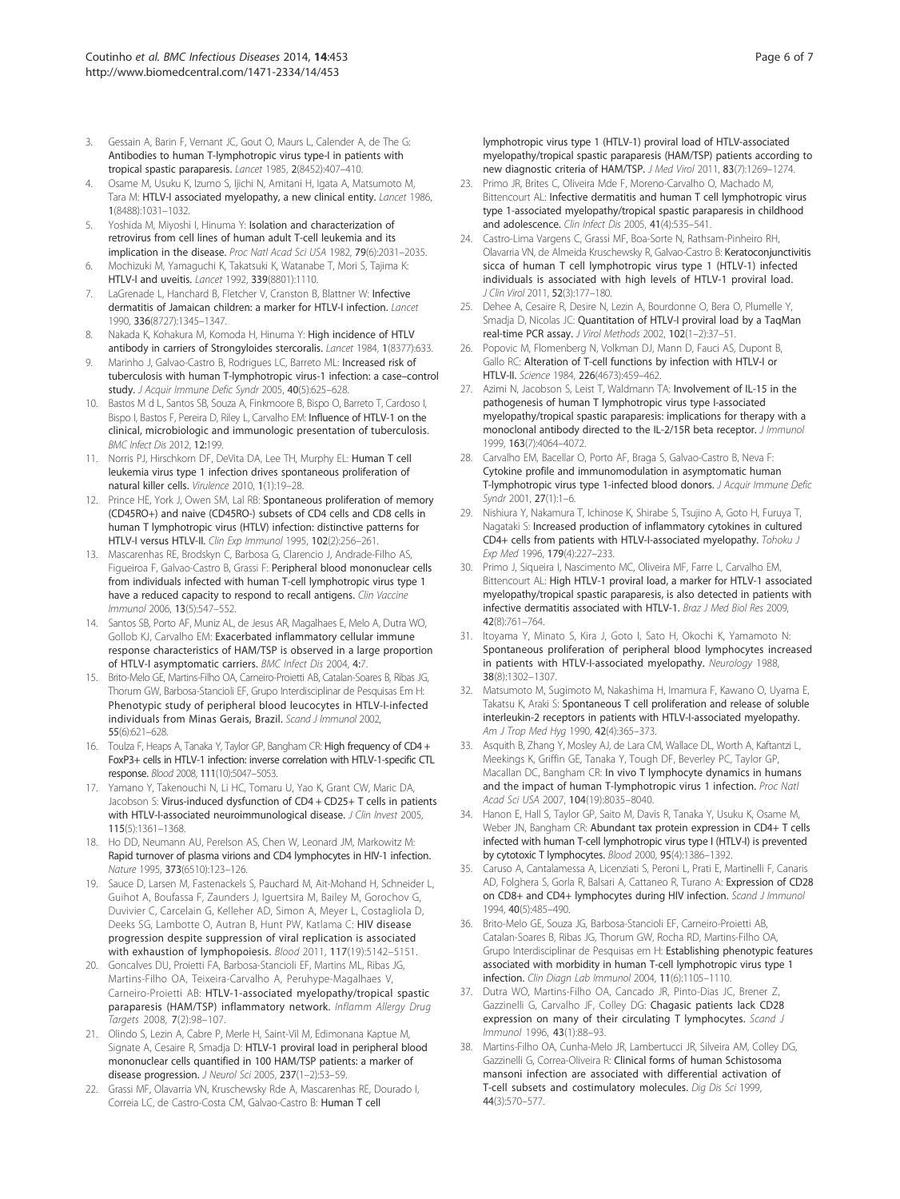3. Gessain A, Barin F, Vernant JC, Gout O, Maurs L, Calender A, de The G: Antibodies to human T-lymphotropic virus type-I in patients with tropical spastic paraparesis. *Lancet* 1985, 2(8452):407–410.
4. Osame M, Usuku K, Izumo S, Ijichi N, Amitani H, Igata A, Matsumoto M, Tara M: HTLV-I associated myelopathy, a new clinical entity. *Lancet* 1986, 1(8488):1031–1032.
5. Yoshida M, Miyoshi I, Hinuma Y: Isolation and characterization of retrovirus from cell lines of human adult T-cell leukemia and its implication in the disease. *Proc Natl Acad Sci USA* 1982, 79(6):2031–2035.
6. Mochizuki M, Yamaguchi K, Takatsuki K, Watanabe T, Mori S, Tajima K: HTLV-I and uveitis. *Lancet* 1992, 339(8801):1110.
7. LaGrenade L, Hanchard B, Fletcher V, Cranston B, Blattner W: Infective dermatitis of Jamaican children: a marker for HTLV-I infection. *Lancet* 1990, 336(8727):1345–1347.
8. Nakada K, Kohakura M, Komoda H, Hinuma Y: High incidence of HTLV antibody in carriers of Strongyloides stercoralis. *Lancet* 1984, 1(8377):633.
9. Marinho J, Galvao-Castro B, Rodrigues LC, Barreto ML: Increased risk of tuberculosis with human T-lymphotropic virus-1 infection: a case–control study. *J Acquir Immune Defic Syndr* 2005, 40(5):625–628.
10. Bastos M d L, Santos SB, Souza A, Finkmoore B, Bispo O, Barreto T, Cardoso I, Bispo I, Bastos F, Pereira D, Riley L, Carvalho EM: Influence of HTLV-1 on the clinical, microbiologic and immunologic presentation of tuberculosis. *BMC Infect Dis* 2012, 12:199.
11. Norris PJ, Hirschkorn DF, DeVita DA, Lee TH, Murphy EL: Human T cell leukemia virus type 1 infection drives spontaneous proliferation of natural killer cells. *Virulence* 2010, 1(1):19–28.
12. Prince HE, York J, Owen SM, Lal RB: Spontaneous proliferation of memory (CD45RO+) and naive (CD45RO-) subsets of CD4 cells and CD8 cells in human T lymphotropic virus (HTLV) infection: distinctive patterns for HTLV-I versus HTLV-II. *Clin Exp Immunol* 1995, 102(2):256–261.
13. Mascarenhas RE, Brodskyn C, Barbosa G, Clarencio J, Andrade-Filho AS, Figueiroa F, Galvao-Castro B, Grassi F: Peripheral blood mononuclear cells from individuals infected with human T-cell lymphotropic virus type 1 have a reduced capacity to respond to recall antigens. *Clin Vaccine Immunol* 2006, 13(5):547–552.
14. Santos SB, Porto AF, Muniz AL, de Jesus AR, Magalhaes E, Melo A, Dutra WO, Gollob KJ, Carvalho EM: Exacerbated inflammatory cellular immune response characteristics of HAM/TSP is observed in a large proportion of HTLV-I asymptomatic carriers. *BMC Infect Dis* 2004, 4:7.
15. Brito-Melo GE, Martins-Filho OA, Carneiro-Proietti AB, Catalan-Soares B, Ribas JG, Thorum GW, Barbosa-Stancioli EF, Grupo Interdisciplinar de Pesquisas Em H: Phenotypic study of peripheral blood leucocytes in HTLV-I-infected individuals from Minas Gerais, Brazil. *Scand J Immunol* 2002, 55(6):621–628.
16. Toulza F, Heaps A, Tanaka Y, Taylor GP, Bangham CR: High frequency of CD4 + FoxP3+ cells in HTLV-1 infection: inverse correlation with HTLV-1-specific CTL response. *Blood* 2008, 111(10):5047–5053.
17. Yamano Y, Takenouchi N, Li HC, Tomaru U, Yao K, Grant CW, Maric DA, Jacobson S: Virus-induced dysfunction of CD4 + CD25+ T cells in patients with HTLV-I-associated neuroimmunological disease. *J Clin Invest* 2005, 115(5):1361–1368.
18. Ho DD, Neumann AU, Perelson AS, Chen W, Leonard JM, Markowitz M: Rapid turnover of plasma virions and CD4 lymphocytes in HIV-1 infection. *Nature* 1995, 373(6510):123–126.
19. Sauce D, Larsen M, Fastenackels S, Pauchard M, Ait-Mohand H, Schneider L, Guihot A, Boufassa F, Zaunders J, Iguertsira M, Bailey M, Gorochov G, Duvivier C, Carcelain G, Kelleher AD, Simon A, Meyer L, Costagliola D, Deeks SG, Lambotte O, Autran B, Hunt PW, Katlama C: HIV disease progression despite suppression of viral replication is associated with exhaustion of lymphopoiesis. *Blood* 2011, 117(19):5142–5151.
20. Goncalves DU, Proietti FA, Barbosa-Stancioli EF, Martins ML, Ribas JG, Martins-Filho OA, Teixeira-Carvalho A, Peruhype-Magalhaes V, Carneiro-Proietti AB: HTLV-1-associated myelopathy/tropical spastic paraparesis (HAM/TSP) inflammatory network. *Inflamm Allergy Drug Targets* 2008, 7(2):98–107.
21. Olindo S, Lezin A, Cabre P, Merle H, Saint-Vil M, Edimonana Kaptue M, Signate A, Cesaire R, Smadja D: HTLV-1 proviral load in peripheral blood mononuclear cells quantified in 100 HAM/TSP patients: a marker of disease progression. *J Neurol Sci* 2005, 237(1–2):53–59.
22. Grassi MF, Olavarria VN, Kruschewsky Rde A, Mascarenhas RE, Dourado I, Correia LC, de Castro-Costa CM, Galvao-Castro B: Human T cell lymphotropic virus type 1 (HTLV-1) proviral load of HTLV-associated myelopathy/tropical spastic paraparesis (HAM/TSP) patients according to new diagnostic criteria of HAM/TSP. *J Med Virol* 2011, 83(7):1269–1274.
23. Primo JR, Brites C, Oliveira Mde F, Moreno-Carvalho O, Machado M, Bittencourt AL: Infective dermatitis and human T cell lymphotropic virus type 1-associated myelopathy/tropical spastic paraparesis in childhood and adolescence. *Clin Infect Dis* 2005, 41(4):535–541.
24. Castro-Lima Vargens C, Grassi MF, Boa-Sorte N, Rathsam-Pinheiro RH, Olavarria VN, de Almeida Kruschewsky R, Galvao-Castro B: Keratoconjunctivitis sicca of human T cell lymphotropic virus type 1 (HTLV-1) infected individuals is associated with high levels of HTLV-1 proviral load. *J Clin Virol* 2011, 52(3):177–180.
25. Dehee A, Cesaire R, Desire N, Lezin A, Bourdonne O, Bera O, Plumelle Y, Smadja D, Nicolas JC: Quantitation of HTLV-I proviral load by a TaqMan real-time PCR assay. *J Virol Methods* 2002, 102(1–2):37–51.
26. Popovic M, Flomenberg N, Volkman DJ, Mann D, Fauci AS, Dupont B, Gallo RC: Alteration of T-cell functions by infection with HTLV-I or HTLV-II. *Science* 1984, 226(4673):459–462.
27. Azimi N, Jacobson S, Leist T, Waldmann TA: Involvement of IL-15 in the pathogenesis of human T lymphotropic virus type I-associated myelopathy/tropical spastic paraparesis: implications for therapy with a monoclonal antibody directed to the IL-2/15R beta receptor. *J Immunol* 1999, 163(7):4064–4072.
28. Carvalho EM, Bacellar O, Porto AF, Braga S, Galvao-Castro B, Neva F: Cytokine profile and immunomodulation in asymptomatic human T-lymphotropic virus type 1-infected blood donors. *J Acquir Immune Defic Syndr* 2001, 27(1):1–6.
29. Nishiura Y, Nakamura T, Ichinose K, Shirabe S, Tsujino A, Goto H, Furuya T, Nagataki S: Increased production of inflammatory cytokines in cultured CD4+ cells from patients with HTLV-I-associated myelopathy. *Tohoku J Exp Med* 1996, 179(4):227–233.
30. Primo J, Siqueira I, Nascimento MC, Oliveira MF, Farre L, Carvalho EM, Bittencourt AL: High HTLV-1 proviral load, a marker for HTLV-1 associated myelopathy/tropical spastic paraparesis, is also detected in patients with infective dermatitis associated with HTLV-1. *Braz J Med Biol Res* 2009, 42(8):761–764.
31. Itoyama Y, Minato S, Kira J, Goto I, Sato H, Okochi K, Yamamoto N: Spontaneous proliferation of peripheral blood lymphocytes increased in patients with HTLV-I-associated myelopathy. *Neurology* 1988, 38(8):1302–1307.
32. Matsumoto M, Sugimoto M, Nakashima H, Imamura F, Kawano O, Uyama E, Takatsu K, Araki S: Spontaneous T cell proliferation and release of soluble interleukin-2 receptors in patients with HTLV-I-associated myelopathy. *Am J Trop Med Hyg* 1990, 42(4):365–373.
33. Asquith B, Zhang Y, Mosley AJ, de Lara CM, Wallace DL, Worth A, Kaftantzi L, Meekings K, Griffin GE, Tanaka Y, Tough DF, Beverley PC, Taylor GP, Macallan DC, Bangham CR: In vivo T lymphocyte dynamics in humans and the impact of human T-lymphotropic virus 1 infection. *Proc Natl Acad Sci USA* 2007, 104(19):8035–8040.
34. Hanon E, Hall S, Taylor GP, Saito M, Davis R, Tanaka Y, Usuku K, Osame M, Weber JN, Bangham CR: Abundant tax protein expression in CD4+ T cells infected with human T-cell lymphotropic virus type I (HTLV-I) is prevented by cytotoxic T lymphocytes. *Blood* 2000, 95(4):1386–1392.
35. Caruso A, Cantalamessa A, Licenziati S, Peroni L, Prati E, Martinelli F, Canaris AD, Folghera S, Gorla R, Balsari A, Cattaneo R, Turano A: Expression of CD28 on CD8+ and CD4+ lymphocytes during HIV infection. *Scand J Immunol* 1994, 40(5):485–490.
36. Brito-Melo GE, Souza JG, Barbosa-Stancioli EF, Carneiro-Proietti AB, Catalan-Soares B, Ribas JG, Thorum GW, Rocha RD, Martins-Filho OA, Grupo Interdisciplinar de Pesquisas em H: Establishing phenotypic features associated with morbidity in human T-cell lymphotropic virus type 1 infection. *Clin Diagn Lab Immunol* 2004, 11(6):1105–1110.
37. Dutra WO, Martins-Filho OA, Cancado JR, Pinto-Dias JC, Brener Z, Gazzinelli G, Carvalho JF, Colley DG: Chagasic patients lack CD28 expression on many of their circulating T lymphocytes. *Scand J Immunol* 1996, 43(1):88–93.
38. Martins-Filho OA, Cunha-Melo JR, Lambertucci JR, Silveira AM, Colley DG, Gazzinelli G, Correa-Oliveira R: Clinical forms of human Schistosoma mansoni infection are associated with differential activation of T-cell subsets and costimulatory molecules. *Dig Dis Sci* 1999, 44(3):570–577.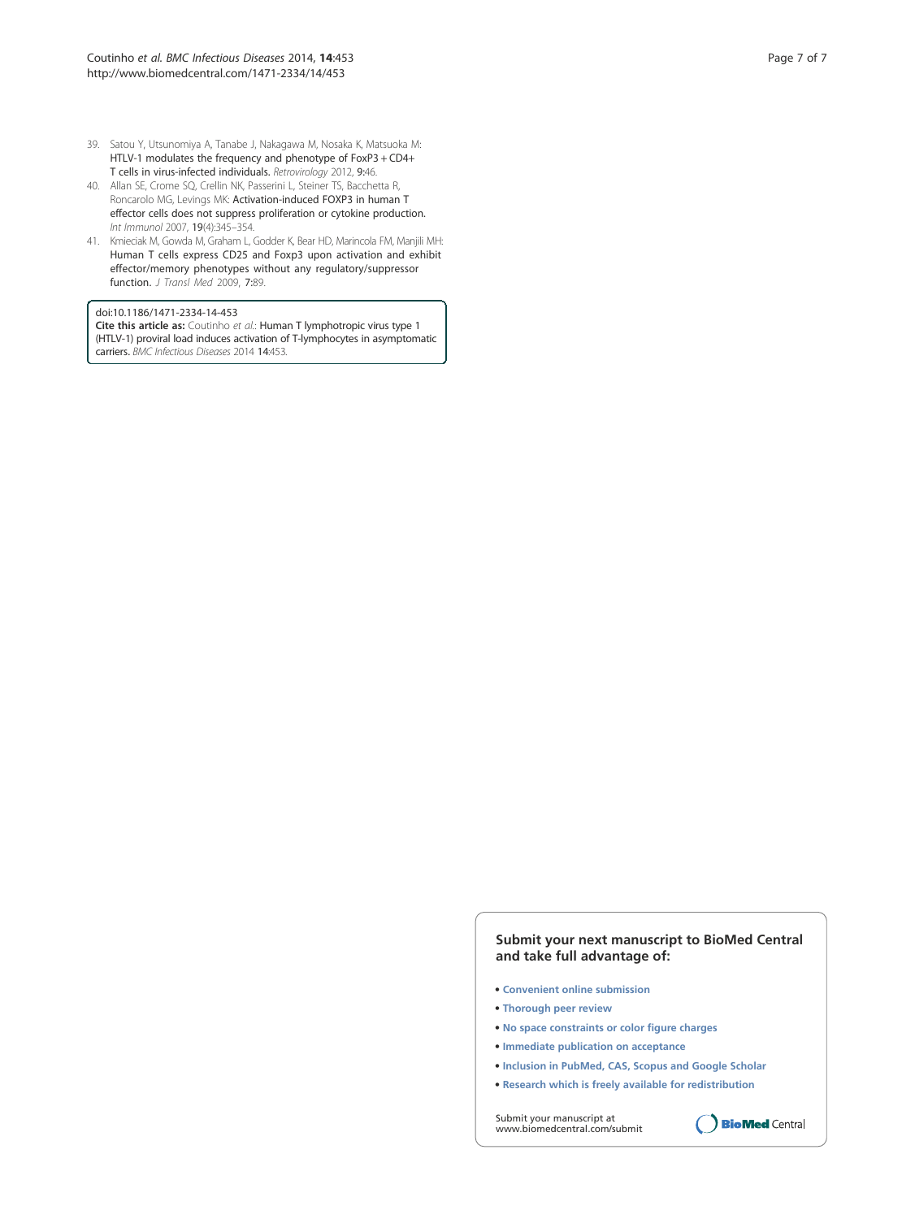39. Satou Y, Utsunomiya A, Tanabe J, Nakagawa M, Nosaka K, Matsuoka M: **HTLV-1 modulates the frequency and phenotype of FoxP3 + CD4+ T cells in virus-infected individuals.** *Retrovirology* 2012, **9:**46.
40. Allan SE, Crome SQ, Crellin NK, Passerini L, Steiner TS, Bacchetta R, Roncarolo MG, Levings MK: **Activation-induced FOXP3 in human T effector cells does not suppress proliferation or cytokine production.** *Int Immunol* 2007, **19**(4):345–354.
41. Kmieciak M, Gowda M, Graham L, Godder K, Bear HD, Marincola FM, Manjili MH: **Human T cells express CD25 and Foxp3 upon activation and exhibit effector/memory phenotypes without any regulatory/suppressor function.** *J Transl Med* 2009, **7:**89.

doi:10.1186/1471-2334-14-453
**Cite this article as:** Coutinho *et al.*: **Human T lymphotropic virus type 1 (HTLV-1) proviral load induces activation of T-lymphocytes in asymptomatic carriers.** *BMC Infectious Diseases* 2014 **14:**453.

**Submit your next manuscript to BioMed Central and take full advantage of:**

- **Convenient online submission**
- **Thorough peer review**
- **No space constraints or color figure charges**
- **Immediate publication on acceptance**
- **Inclusion in PubMed, CAS, Scopus and Google Scholar**
- **Research which is freely available for redistribution**

Submit your manuscript at
www.biomedcentral.com/submit

BioMed Central